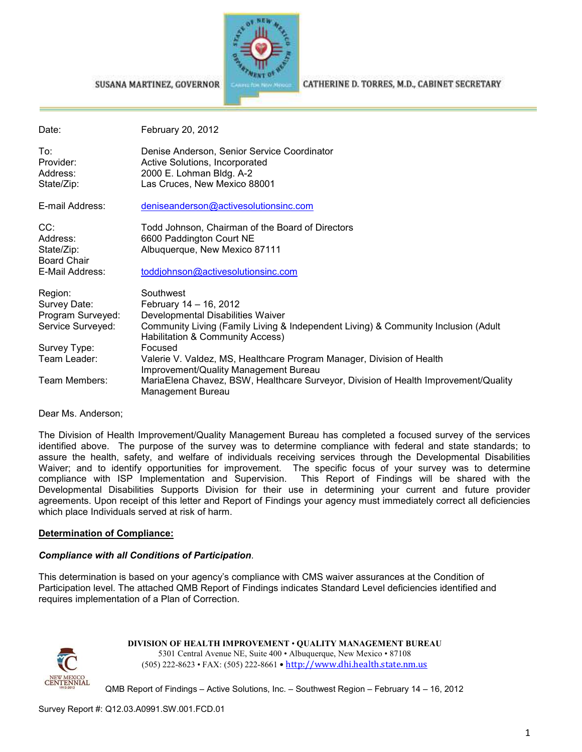SUSANA MARTINEZ, GOVERNOR

CATHERINE D. TORRES, M.D., CABINET SECRETARY

| | |
|---|---|
| Date: | February 20, 2012 |
| To: | Denise Anderson, Senior Service Coordinator |
| Provider: | Active Solutions, Incorporated |
| Address: | 2000 E. Lohman Bldg. A-2 |
| State/Zip: | Las Cruces, New Mexico 88001 |
| E-mail Address: | deniseanderson@activesolutionsinc.com |
| CC: | Todd Johnson, Chairman of the Board of Directors |
| Address: | 6600 Paddington Court NE |
| State/Zip: | Albuquerque, New Mexico 87111 |
| Board Chair E-Mail Address: | toddjohnson@activesolutionsinc.com |
| Region: | Southwest |
| Survey Date: | February 14 – 16, 2012 |
| Program Surveyed: | Developmental Disabilities Waiver |
| Service Surveyed: | Community Living (Family Living & Independent Living) & Community Inclusion (Adult Habilitation & Community Access) |
| Survey Type: | Focused |
| Team Leader: | Valerie V. Valdez, MS, Healthcare Program Manager, Division of Health Improvement/Quality Management Bureau |
| Team Members: | MariaElena Chavez, BSW, Healthcare Surveyor, Division of Health Improvement/Quality Management Bureau |

Dear Ms. Anderson;

The Division of Health Improvement/Quality Management Bureau has completed a focused survey of the services identified above. The purpose of the survey was to determine compliance with federal and state standards; to assure the health, safety, and welfare of individuals receiving services through the Developmental Disabilities Waiver; and to identify opportunities for improvement. The specific focus of your survey was to determine compliance with ISP Implementation and Supervision. This Report of Findings will be shared with the Developmental Disabilities Supports Division for their use in determining your current and future provider agreements. Upon receipt of this letter and Report of Findings your agency must immediately correct all deficiencies which place Individuals served at risk of harm.

**Determination of Compliance:**

***Compliance with all Conditions of Participation***.

This determination is based on your agency's compliance with CMS waiver assurances at the Condition of Participation level. The attached QMB Report of Findings indicates Standard Level deficiencies identified and requires implementation of a Plan of Correction.

**DIVISION OF HEALTH IMPROVEMENT • QUALITY MANAGEMENT BUREAU**
5301 Central Avenue NE, Suite 400 • Albuquerque, New Mexico • 87108
(505) 222-8623 • FAX: (505) 222-8661 • http://www.dhi.health.state.nm.us

QMB Report of Findings – Active Solutions, Inc. – Southwest Region – February 14 – 16, 2012

Survey Report #: Q12.03.A0991.SW.001.FCD.01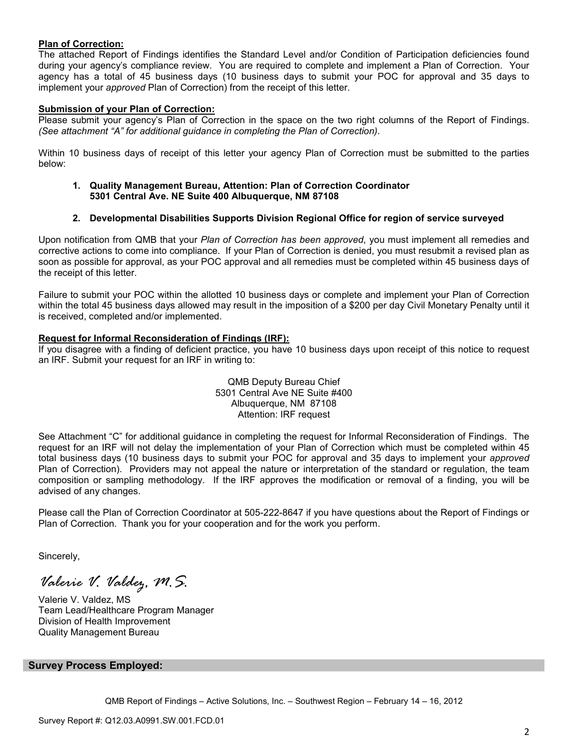**Plan of Correction:**
The attached Report of Findings identifies the Standard Level and/or Condition of Participation deficiencies found during your agency's compliance review. You are required to complete and implement a Plan of Correction. Your agency has a total of 45 business days (10 business days to submit your POC for approval and 35 days to implement your *approved* Plan of Correction) from the receipt of this letter.

**Submission of your Plan of Correction:**
Please submit your agency's Plan of Correction in the space on the two right columns of the Report of Findings. *(See attachment "A" for additional guidance in completing the Plan of Correction).*

Within 10 business days of receipt of this letter your agency Plan of Correction must be submitted to the parties below:

1. **Quality Management Bureau, Attention: Plan of Correction Coordinator 5301 Central Ave. NE Suite 400 Albuquerque, NM 87108**

2. **Developmental Disabilities Supports Division Regional Office for region of service surveyed**

Upon notification from QMB that your *Plan of Correction has been approved*, you must implement all remedies and corrective actions to come into compliance. If your Plan of Correction is denied, you must resubmit a revised plan as soon as possible for approval, as your POC approval and all remedies must be completed within 45 business days of the receipt of this letter.

Failure to submit your POC within the allotted 10 business days or complete and implement your Plan of Correction within the total 45 business days allowed may result in the imposition of a $200 per day Civil Monetary Penalty until it is received, completed and/or implemented.

**Request for Informal Reconsideration of Findings (IRF):**
If you disagree with a finding of deficient practice, you have 10 business days upon receipt of this notice to request an IRF. Submit your request for an IRF in writing to:

QMB Deputy Bureau Chief
5301 Central Ave NE Suite #400
Albuquerque, NM 87108
Attention: IRF request

See Attachment "C" for additional guidance in completing the request for Informal Reconsideration of Findings. The request for an IRF will not delay the implementation of your Plan of Correction which must be completed within 45 total business days (10 business days to submit your POC for approval and 35 days to implement your *approved* Plan of Correction). Providers may not appeal the nature or interpretation of the standard or regulation, the team composition or sampling methodology. If the IRF approves the modification or removal of a finding, you will be advised of any changes.

Please call the Plan of Correction Coordinator at 505-222-8647 if you have questions about the Report of Findings or Plan of Correction. Thank you for your cooperation and for the work you perform.

Sincerely,

*Valerie V. Valdez, M.S.*

Valerie V. Valdez, MS
Team Lead/Healthcare Program Manager
Division of Health Improvement
Quality Management Bureau

**Survey Process Employed:**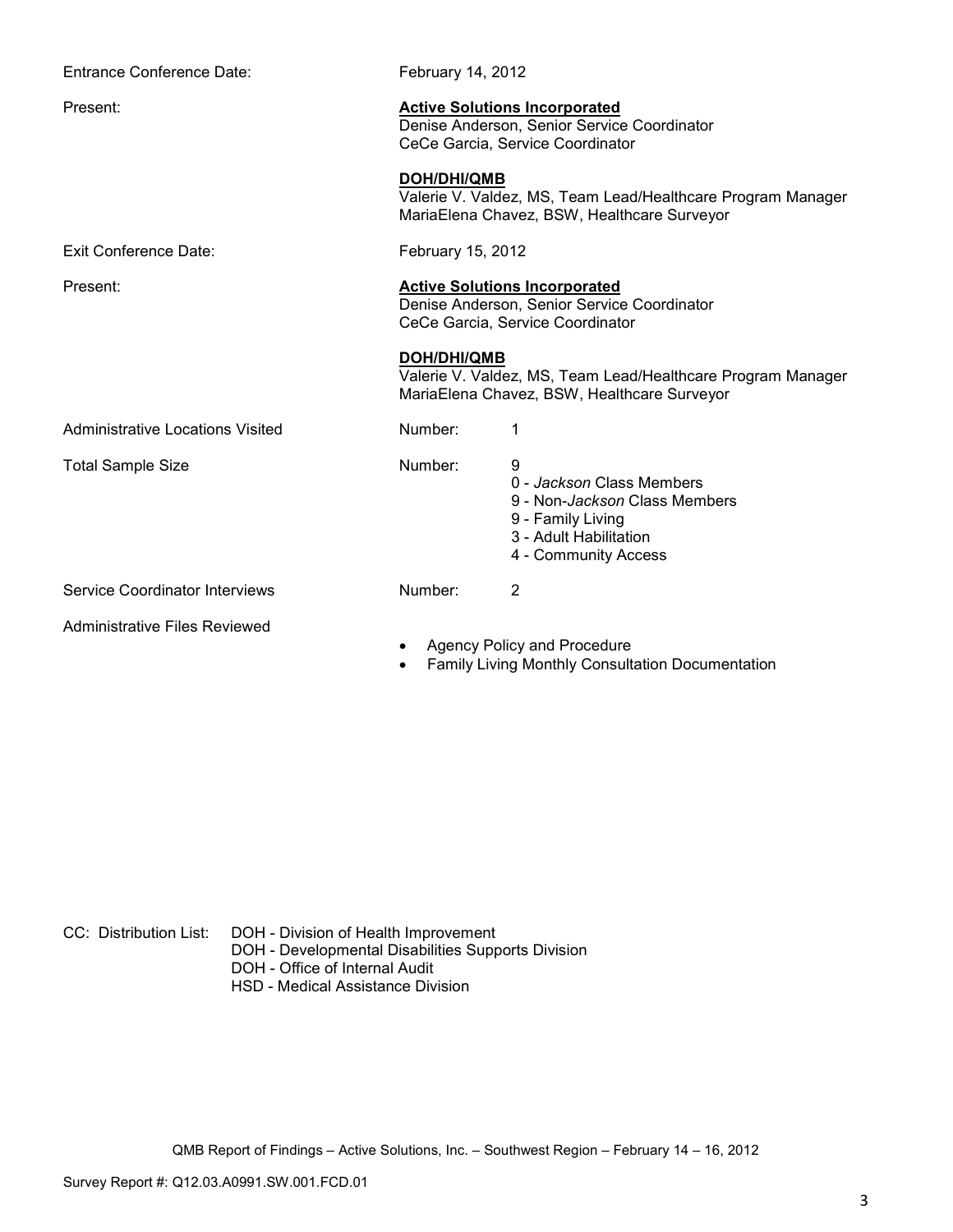Entrance Conference Date: February 14, 2012

Present: **Active Solutions Incorporated**
Denise Anderson, Senior Service Coordinator
CeCe Garcia, Service Coordinator

**DOH/DHI/QMB**
Valerie V. Valdez, MS, Team Lead/Healthcare Program Manager
MariaElena Chavez, BSW, Healthcare Surveyor

Exit Conference Date: February 15, 2012

Present: **Active Solutions Incorporated**
Denise Anderson, Senior Service Coordinator
CeCe Garcia, Service Coordinator

**DOH/DHI/QMB**
Valerie V. Valdez, MS, Team Lead/Healthcare Program Manager
MariaElena Chavez, BSW, Healthcare Surveyor

Administrative Locations Visited Number: 1

Total Sample Size Number: 9
0 - *Jackson* Class Members
9 - Non-*Jackson* Class Members
9 - Family Living
3 - Adult Habilitation
4 - Community Access

Service Coordinator Interviews Number: 2

Administrative Files Reviewed

- Agency Policy and Procedure
- Family Living Monthly Consultation Documentation

CC: Distribution List: DOH - Division of Health Improvement
DOH - Developmental Disabilities Supports Division
DOH - Office of Internal Audit
HSD - Medical Assistance Division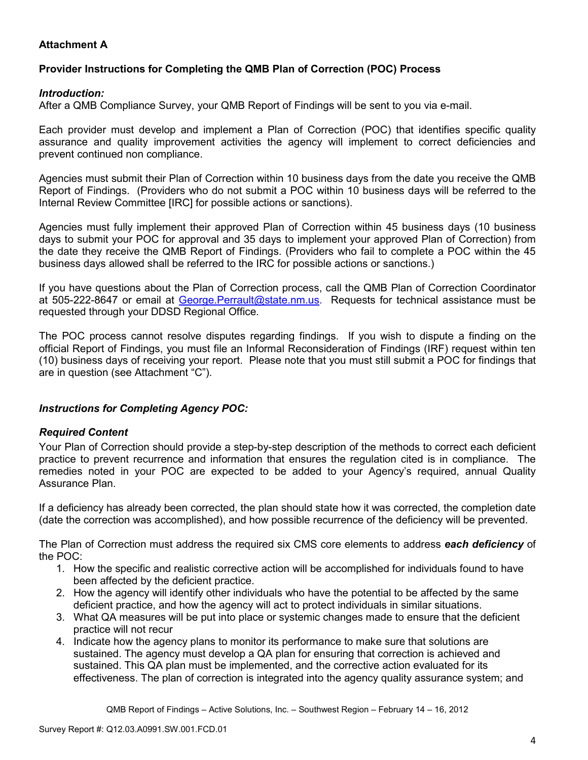**Attachment A**

**Provider Instructions for Completing the QMB Plan of Correction (POC) Process**

***Introduction:***

After a QMB Compliance Survey, your QMB Report of Findings will be sent to you via e-mail.

Each provider must develop and implement a Plan of Correction (POC) that identifies specific quality assurance and quality improvement activities the agency will implement to correct deficiencies and prevent continued non compliance.

Agencies must submit their Plan of Correction within 10 business days from the date you receive the QMB Report of Findings. (Providers who do not submit a POC within 10 business days will be referred to the Internal Review Committee [IRC] for possible actions or sanctions).

Agencies must fully implement their approved Plan of Correction within 45 business days (10 business days to submit your POC for approval and 35 days to implement your approved Plan of Correction) from the date they receive the QMB Report of Findings. (Providers who fail to complete a POC within the 45 business days allowed shall be referred to the IRC for possible actions or sanctions.)

If you have questions about the Plan of Correction process, call the QMB Plan of Correction Coordinator at 505-222-8647 or email at George.Perrault@state.nm.us. Requests for technical assistance must be requested through your DDSD Regional Office.

The POC process cannot resolve disputes regarding findings. If you wish to dispute a finding on the official Report of Findings, you must file an Informal Reconsideration of Findings (IRF) request within ten (10) business days of receiving your report. Please note that you must still submit a POC for findings that are in question (see Attachment "C").

***Instructions for Completing Agency POC:***

***Required Content***

Your Plan of Correction should provide a step-by-step description of the methods to correct each deficient practice to prevent recurrence and information that ensures the regulation cited is in compliance. The remedies noted in your POC are expected to be added to your Agency's required, annual Quality Assurance Plan.

If a deficiency has already been corrected, the plan should state how it was corrected, the completion date (date the correction was accomplished), and how possible recurrence of the deficiency will be prevented.

The Plan of Correction must address the required six CMS core elements to address ***each deficiency*** of the POC:

1. How the specific and realistic corrective action will be accomplished for individuals found to have been affected by the deficient practice.
2. How the agency will identify other individuals who have the potential to be affected by the same deficient practice, and how the agency will act to protect individuals in similar situations.
3. What QA measures will be put into place or systemic changes made to ensure that the deficient practice will not recur
4. Indicate how the agency plans to monitor its performance to make sure that solutions are sustained. The agency must develop a QA plan for ensuring that correction is achieved and sustained. This QA plan must be implemented, and the corrective action evaluated for its effectiveness. The plan of correction is integrated into the agency quality assurance system; and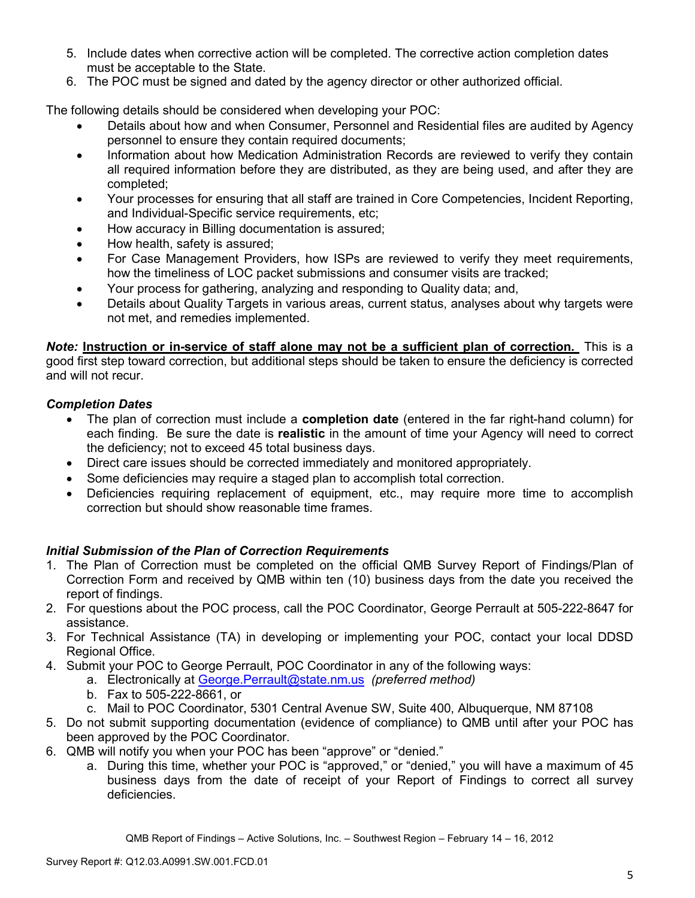5. Include dates when corrective action will be completed. The corrective action completion dates must be acceptable to the State.
6. The POC must be signed and dated by the agency director or other authorized official.

The following details should be considered when developing your POC:

- Details about how and when Consumer, Personnel and Residential files are audited by Agency personnel to ensure they contain required documents;
- Information about how Medication Administration Records are reviewed to verify they contain all required information before they are distributed, as they are being used, and after they are completed;
- Your processes for ensuring that all staff are trained in Core Competencies, Incident Reporting, and Individual-Specific service requirements, etc;
- How accuracy in Billing documentation is assured;
- How health, safety is assured;
- For Case Management Providers, how ISPs are reviewed to verify they meet requirements, how the timeliness of LOC packet submissions and consumer visits are tracked;
- Your process for gathering, analyzing and responding to Quality data; and,
- Details about Quality Targets in various areas, current status, analyses about why targets were not met, and remedies implemented.

***Note:*** **Instruction or in-service of staff alone may not be a sufficient plan of correction.** This is a good first step toward correction, but additional steps should be taken to ensure the deficiency is corrected and will not recur.

***Completion Dates***

- The plan of correction must include a **completion date** (entered in the far right-hand column) for each finding. Be sure the date is **realistic** in the amount of time your Agency will need to correct the deficiency; not to exceed 45 total business days.
- Direct care issues should be corrected immediately and monitored appropriately.
- Some deficiencies may require a staged plan to accomplish total correction.
- Deficiencies requiring replacement of equipment, etc., may require more time to accomplish correction but should show reasonable time frames.

***Initial Submission of the Plan of Correction Requirements***

1. The Plan of Correction must be completed on the official QMB Survey Report of Findings/Plan of Correction Form and received by QMB within ten (10) business days from the date you received the report of findings.
2. For questions about the POC process, call the POC Coordinator, George Perrault at 505-222-8647 for assistance.
3. For Technical Assistance (TA) in developing or implementing your POC, contact your local DDSD Regional Office.
4. Submit your POC to George Perrault, POC Coordinator in any of the following ways:
   a. Electronically at George.Perrault@state.nm.us *(preferred method)*
   b. Fax to 505-222-8661, or
   c. Mail to POC Coordinator, 5301 Central Avenue SW, Suite 400, Albuquerque, NM 87108
5. Do not submit supporting documentation (evidence of compliance) to QMB until after your POC has been approved by the POC Coordinator.
6. QMB will notify you when your POC has been "approve" or "denied."
   a. During this time, whether your POC is "approved," or "denied," you will have a maximum of 45 business days from the date of receipt of your Report of Findings to correct all survey deficiencies.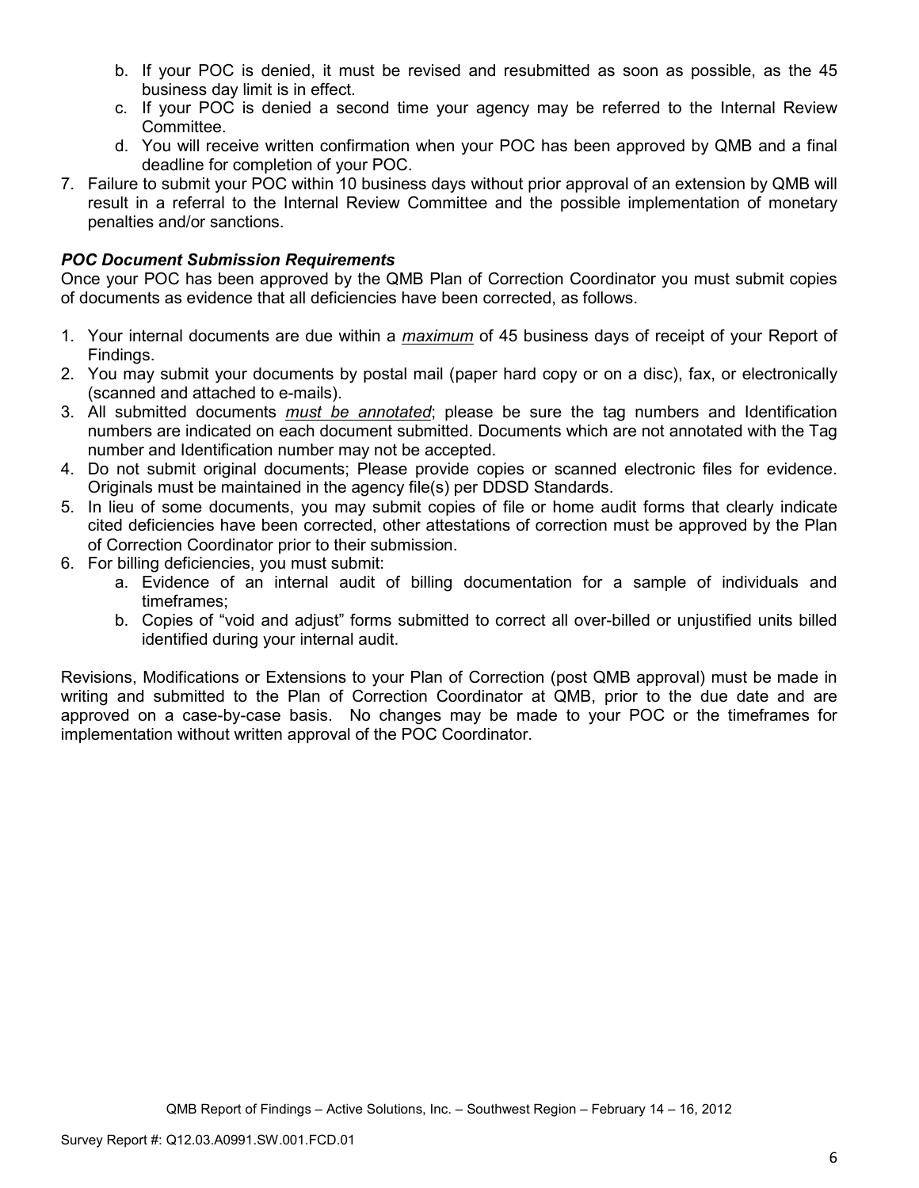b. If your POC is denied, it must be revised and resubmitted as soon as possible, as the 45 business day limit is in effect.
   c. If your POC is denied a second time your agency may be referred to the Internal Review Committee.
   d. You will receive written confirmation when your POC has been approved by QMB and a final deadline for completion of your POC.
7. Failure to submit your POC within 10 business days without prior approval of an extension by QMB will result in a referral to the Internal Review Committee and the possible implementation of monetary penalties and/or sanctions.

***POC Document Submission Requirements***

Once your POC has been approved by the QMB Plan of Correction Coordinator you must submit copies of documents as evidence that all deficiencies have been corrected, as follows.

1. Your internal documents are due within a *maximum* of 45 business days of receipt of your Report of Findings.
2. You may submit your documents by postal mail (paper hard copy or on a disc), fax, or electronically (scanned and attached to e-mails).
3. All submitted documents *must be annotated*; please be sure the tag numbers and Identification numbers are indicated on each document submitted. Documents which are not annotated with the Tag number and Identification number may not be accepted.
4. Do not submit original documents; Please provide copies or scanned electronic files for evidence. Originals must be maintained in the agency file(s) per DDSD Standards.
5. In lieu of some documents, you may submit copies of file or home audit forms that clearly indicate cited deficiencies have been corrected, other attestations of correction must be approved by the Plan of Correction Coordinator prior to their submission.
6. For billing deficiencies, you must submit:
   a. Evidence of an internal audit of billing documentation for a sample of individuals and timeframes;
   b. Copies of "void and adjust" forms submitted to correct all over-billed or unjustified units billed identified during your internal audit.

Revisions, Modifications or Extensions to your Plan of Correction (post QMB approval) must be made in writing and submitted to the Plan of Correction Coordinator at QMB, prior to the due date and are approved on a case-by-case basis. No changes may be made to your POC or the timeframes for implementation without written approval of the POC Coordinator.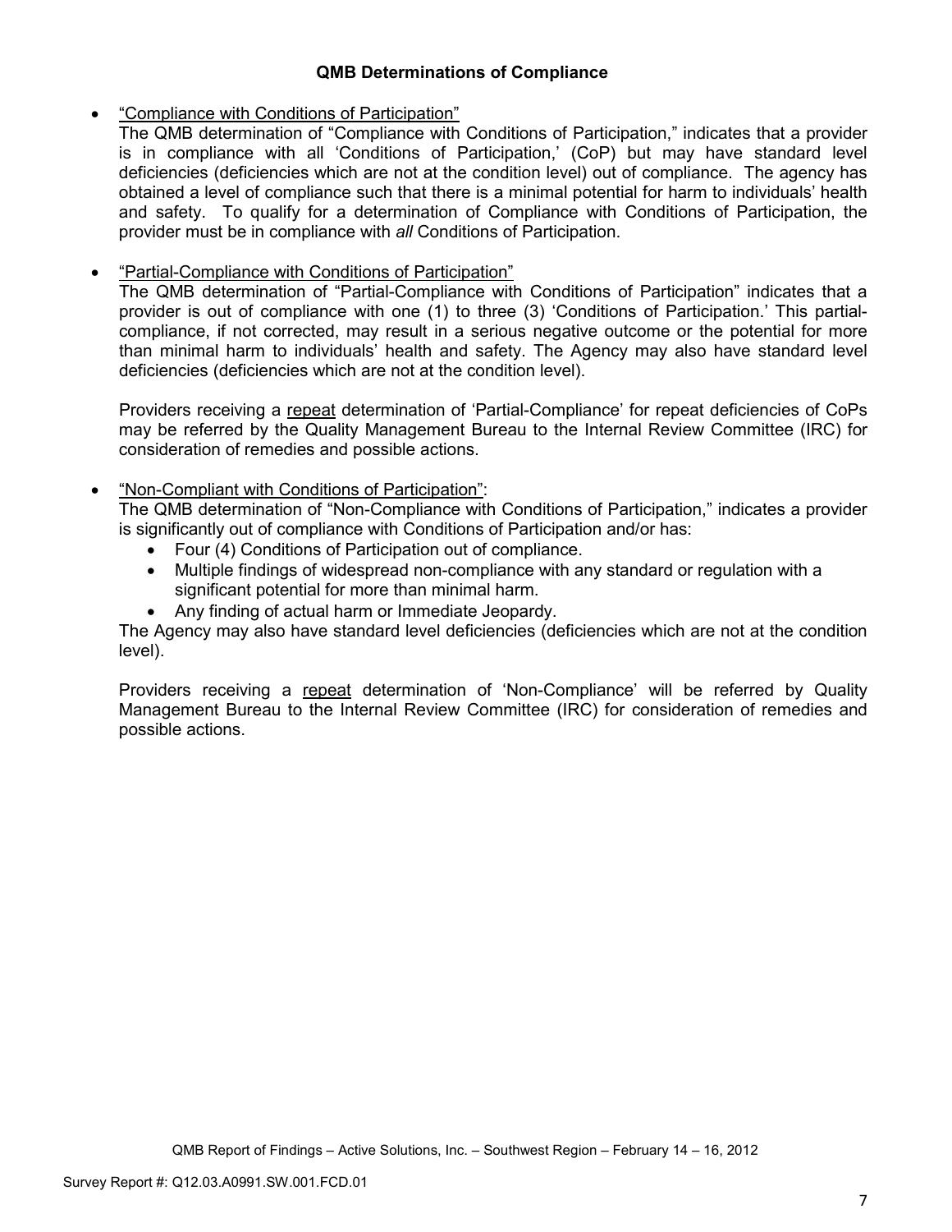### QMB Determinations of Compliance

- "Compliance with Conditions of Participation"

  The QMB determination of "Compliance with Conditions of Participation," indicates that a provider is in compliance with all 'Conditions of Participation,' (CoP) but may have standard level deficiencies (deficiencies which are not at the condition level) out of compliance. The agency has obtained a level of compliance such that there is a minimal potential for harm to individuals' health and safety. To qualify for a determination of Compliance with Conditions of Participation, the provider must be in compliance with *all* Conditions of Participation.

- "Partial-Compliance with Conditions of Participation"

  The QMB determination of "Partial-Compliance with Conditions of Participation" indicates that a provider is out of compliance with one (1) to three (3) 'Conditions of Participation.' This partial-compliance, if not corrected, may result in a serious negative outcome or the potential for more than minimal harm to individuals' health and safety. The Agency may also have standard level deficiencies (deficiencies which are not at the condition level).

  Providers receiving a repeat determination of 'Partial-Compliance' for repeat deficiencies of CoPs may be referred by the Quality Management Bureau to the Internal Review Committee (IRC) for consideration of remedies and possible actions.

- "Non-Compliant with Conditions of Participation":

  The QMB determination of "Non-Compliance with Conditions of Participation," indicates a provider is significantly out of compliance with Conditions of Participation and/or has:
  - Four (4) Conditions of Participation out of compliance.
  - Multiple findings of widespread non-compliance with any standard or regulation with a significant potential for more than minimal harm.
  - Any finding of actual harm or Immediate Jeopardy.

  The Agency may also have standard level deficiencies (deficiencies which are not at the condition level).

  Providers receiving a repeat determination of 'Non-Compliance' will be referred by Quality Management Bureau to the Internal Review Committee (IRC) for consideration of remedies and possible actions.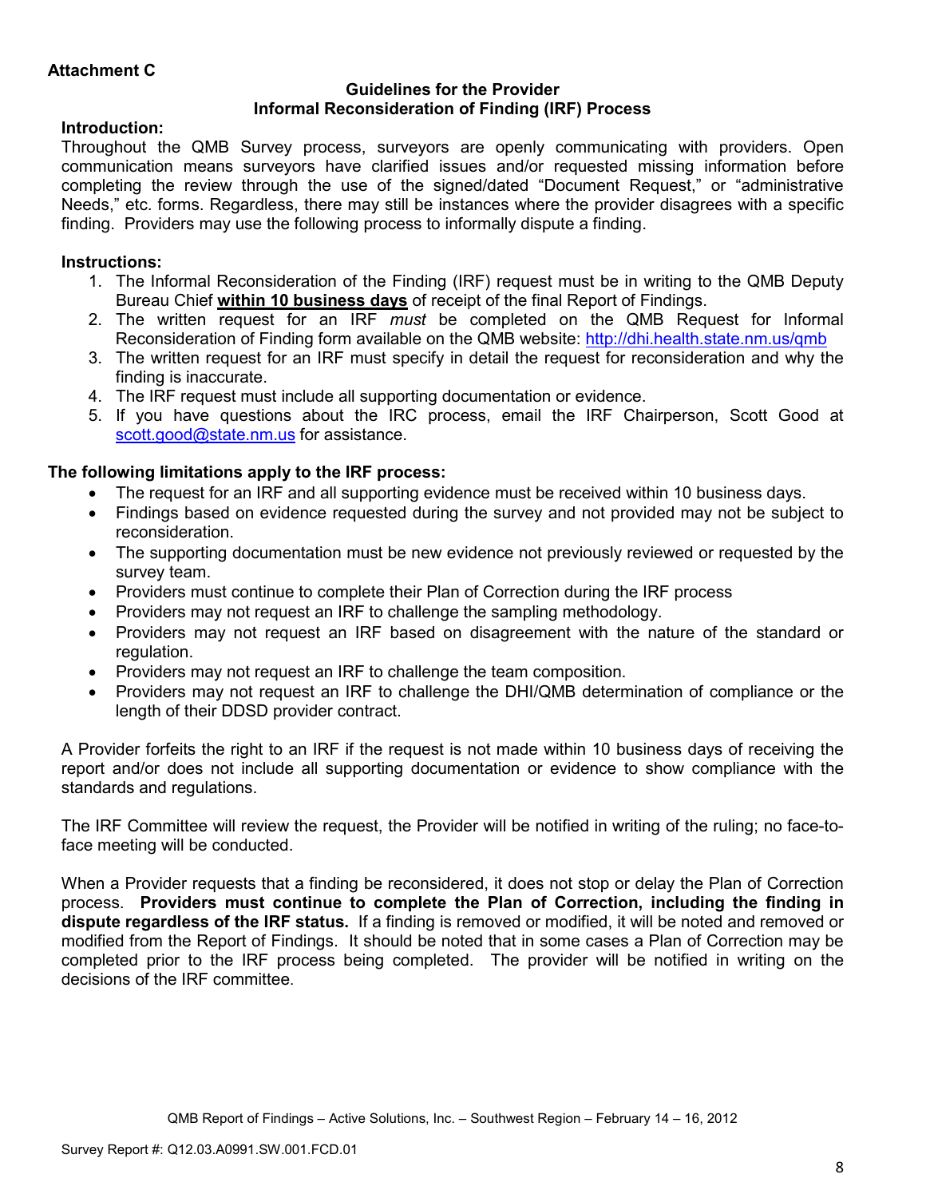**Attachment C**

## Guidelines for the Provider
## Informal Reconsideration of Finding (IRF) Process

**Introduction:**

Throughout the QMB Survey process, surveyors are openly communicating with providers. Open communication means surveyors have clarified issues and/or requested missing information before completing the review through the use of the signed/dated "Document Request," or "administrative Needs," etc. forms. Regardless, there may still be instances where the provider disagrees with a specific finding. Providers may use the following process to informally dispute a finding.

**Instructions:**

1. The Informal Reconsideration of the Finding (IRF) request must be in writing to the QMB Deputy Bureau Chief **within 10 business days** of receipt of the final Report of Findings.
2. The written request for an IRF *must* be completed on the QMB Request for Informal Reconsideration of Finding form available on the QMB website: http://dhi.health.state.nm.us/qmb
3. The written request for an IRF must specify in detail the request for reconsideration and why the finding is inaccurate.
4. The IRF request must include all supporting documentation or evidence.
5. If you have questions about the IRC process, email the IRF Chairperson, Scott Good at scott.good@state.nm.us for assistance.

**The following limitations apply to the IRF process:**

- The request for an IRF and all supporting evidence must be received within 10 business days.
- Findings based on evidence requested during the survey and not provided may not be subject to reconsideration.
- The supporting documentation must be new evidence not previously reviewed or requested by the survey team.
- Providers must continue to complete their Plan of Correction during the IRF process
- Providers may not request an IRF to challenge the sampling methodology.
- Providers may not request an IRF based on disagreement with the nature of the standard or regulation.
- Providers may not request an IRF to challenge the team composition.
- Providers may not request an IRF to challenge the DHI/QMB determination of compliance or the length of their DDSD provider contract.

A Provider forfeits the right to an IRF if the request is not made within 10 business days of receiving the report and/or does not include all supporting documentation or evidence to show compliance with the standards and regulations.

The IRF Committee will review the request, the Provider will be notified in writing of the ruling; no face-to-face meeting will be conducted.

When a Provider requests that a finding be reconsidered, it does not stop or delay the Plan of Correction process. **Providers must continue to complete the Plan of Correction, including the finding in dispute regardless of the IRF status.** If a finding is removed or modified, it will be noted and removed or modified from the Report of Findings. It should be noted that in some cases a Plan of Correction may be completed prior to the IRF process being completed. The provider will be notified in writing on the decisions of the IRF committee.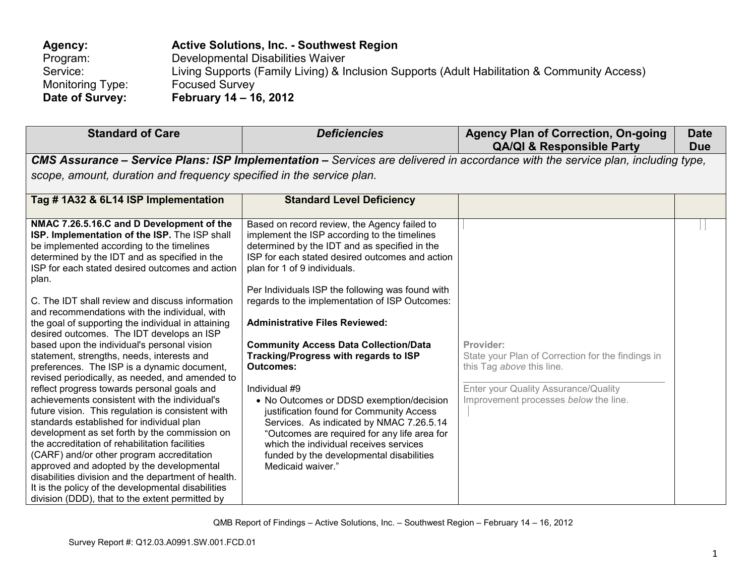**Agency:** **Active Solutions, Inc. - Southwest Region**
Program: Developmental Disabilities Waiver
Service: Living Supports (Family Living) & Inclusion Supports (Adult Habilitation & Community Access)
Monitoring Type: Focused Survey
**Date of Survey:** **February 14 – 16, 2012**

| Standard of Care | *Deficiencies* | Agency Plan of Correction, On-going QA/QI & Responsible Party | Date Due |
|---|---|---|---|
| ***CMS Assurance – Service Plans: ISP Implementation –*** *Services are delivered in accordance with the service plan, including type, scope, amount, duration and frequency specified in the service plan.* | | | |
| **Tag # 1A32 & 6L14 ISP Implementation** | **Standard Level Deficiency** | | |
| **NMAC 7.26.5.16.C and D Development of the ISP. Implementation of the ISP.** The ISP shall be implemented according to the timelines determined by the IDT and as specified in the ISP for each stated desired outcomes and action plan.<br><br>C. The IDT shall review and discuss information and recommendations with the individual, with the goal of supporting the individual in attaining desired outcomes. The IDT develops an ISP based upon the individual's personal vision statement, strengths, needs, interests and preferences. The ISP is a dynamic document, revised periodically, as needed, and amended to reflect progress towards personal goals and achievements consistent with the individual's future vision. This regulation is consistent with standards established for individual plan development as set forth by the commission on the accreditation of rehabilitation facilities (CARF) and/or other program accreditation approved and adopted by the developmental disabilities division and the department of health. It is the policy of the developmental disabilities division (DDD), that to the extent permitted by | Based on record review, the Agency failed to implement the ISP according to the timelines determined by the IDT and as specified in the ISP for each stated desired outcomes and action plan for 1 of 9 individuals.<br><br>Per Individuals ISP the following was found with regards to the implementation of ISP Outcomes:<br><br>**Administrative Files Reviewed:**<br><br>**Community Access Data Collection/Data Tracking/Progress with regards to ISP Outcomes:**<br><br>Individual #9<br>• No Outcomes or DDSD exemption/decision justification found for Community Access Services. As indicated by NMAC 7.26.5.14 "Outcomes are required for any life area for which the individual receives services funded by the developmental disabilities Medicaid waiver." | Provider:<br>State your Plan of Correction for the findings in this Tag *above* this line.<br>\_\_\_\_\_\_\_\_\_\_\_\_\_\_\_\_\_\_\_\_\_\_\_\_\_\_\_\_\_\_\_\_\_\_<br>Enter your Quality Assurance/Quality Improvement processes *below* the line. | |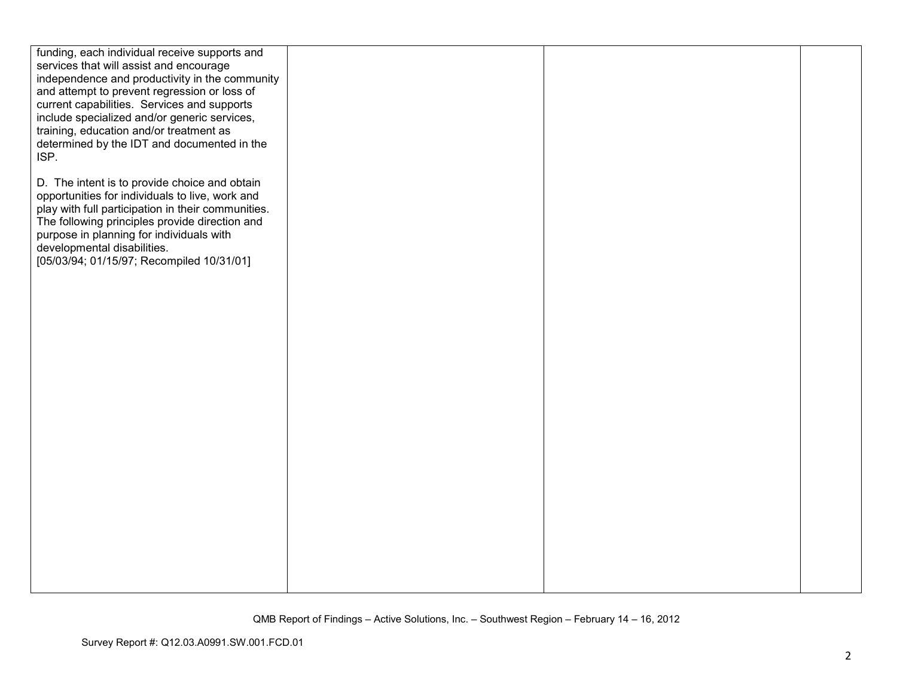| | | | |
|---|---|---|---|
| funding, each individual receive supports and services that will assist and encourage independence and productivity in the community and attempt to prevent regression or loss of current capabilities. Services and supports include specialized and/or generic services, training, education and/or treatment as determined by the IDT and documented in the ISP.<br><br>D. The intent is to provide choice and obtain opportunities for individuals to live, work and play with full participation in their communities. The following principles provide direction and purpose in planning for individuals with developmental disabilities.<br>[05/03/94; 01/15/97; Recompiled 10/31/01] | | | |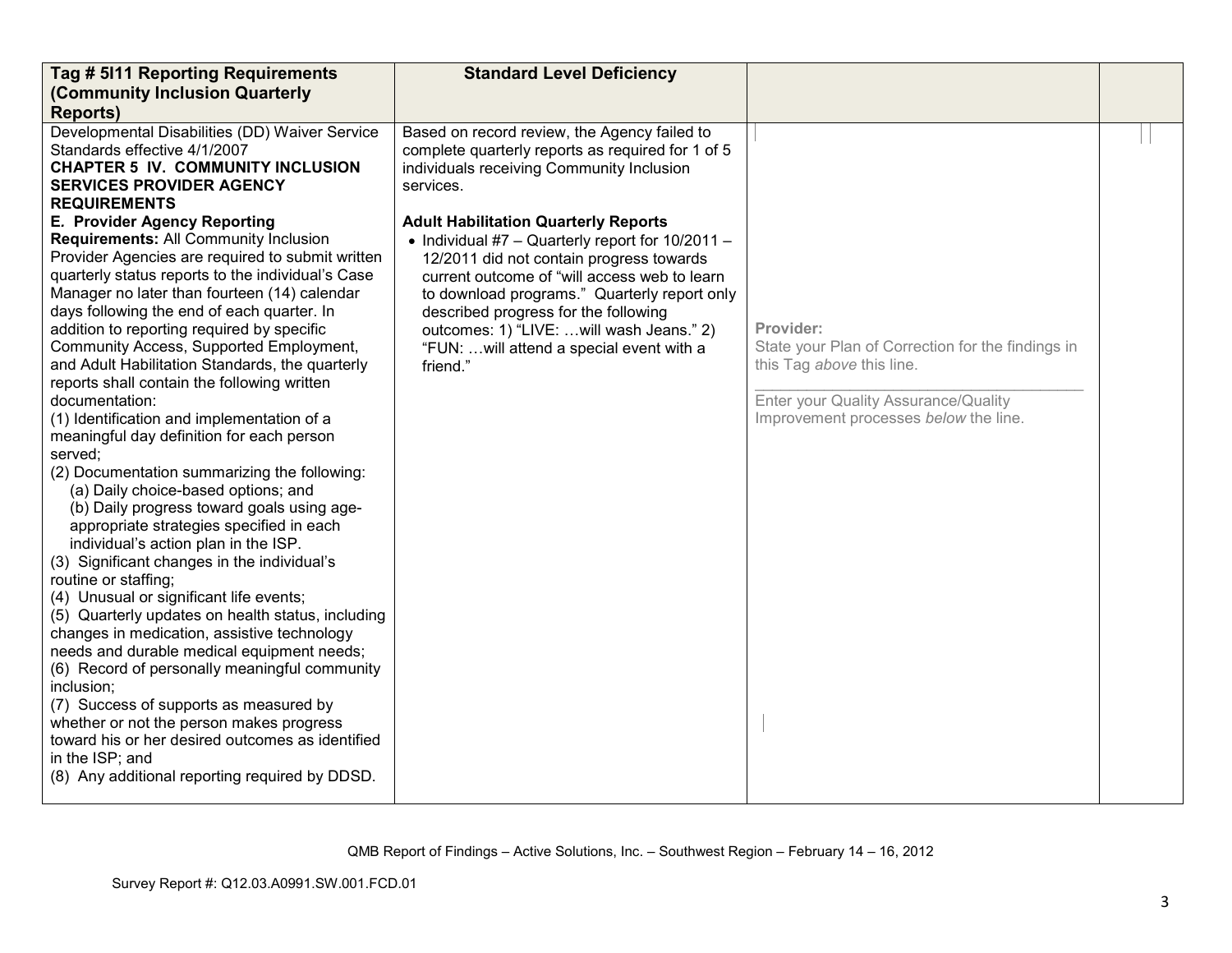| Tag # 5I11 Reporting Requirements (Community Inclusion Quarterly Reports) | Standard Level Deficiency | | |
|---|---|---|---|
| Developmental Disabilities (DD) Waiver Service Standards effective 4/1/2007<br>**CHAPTER 5 IV. COMMUNITY INCLUSION SERVICES PROVIDER AGENCY REQUIREMENTS**<br>**E. Provider Agency Reporting Requirements:** All Community Inclusion Provider Agencies are required to submit written quarterly status reports to the individual's Case Manager no later than fourteen (14) calendar days following the end of each quarter. In addition to reporting required by specific Community Access, Supported Employment, and Adult Habilitation Standards, the quarterly reports shall contain the following written documentation:<br>(1) Identification and implementation of a meaningful day definition for each person served;<br>(2) Documentation summarizing the following:<br>(a) Daily choice-based options; and<br>(b) Daily progress toward goals using age-appropriate strategies specified in each individual's action plan in the ISP.<br>(3) Significant changes in the individual's routine or staffing;<br>(4) Unusual or significant life events;<br>(5) Quarterly updates on health status, including changes in medication, assistive technology needs and durable medical equipment needs;<br>(6) Record of personally meaningful community inclusion;<br>(7) Success of supports as measured by whether or not the person makes progress toward his or her desired outcomes as identified in the ISP; and<br>(8) Any additional reporting required by DDSD. | Based on record review, the Agency failed to complete quarterly reports as required for 1 of 5 individuals receiving Community Inclusion services.<br><br>**Adult Habilitation Quarterly Reports**<br>• Individual #7 – Quarterly report for 10/2011 – 12/2011 did not contain progress towards current outcome of "will access web to learn to download programs." Quarterly report only described progress for the following outcomes: 1) "LIVE: …will wash Jeans." 2) "FUN: …will attend a special event with a friend." | **Provider:**<br>State your Plan of Correction for the findings in this Tag *above* this line.<br>\_\_\_\_\_\_\_\_\_\_\_\_\_\_\_\_\_\_\_\_\_\_\_\_\_\_\_\_\_\_\_\_\_\_\_\_\_\_<br>Enter your Quality Assurance/Quality Improvement processes *below* the line. | |

QMB Report of Findings – Active Solutions, Inc. – Southwest Region – February 14 – 16, 2012

Survey Report #: Q12.03.A0991.SW.001.FCD.01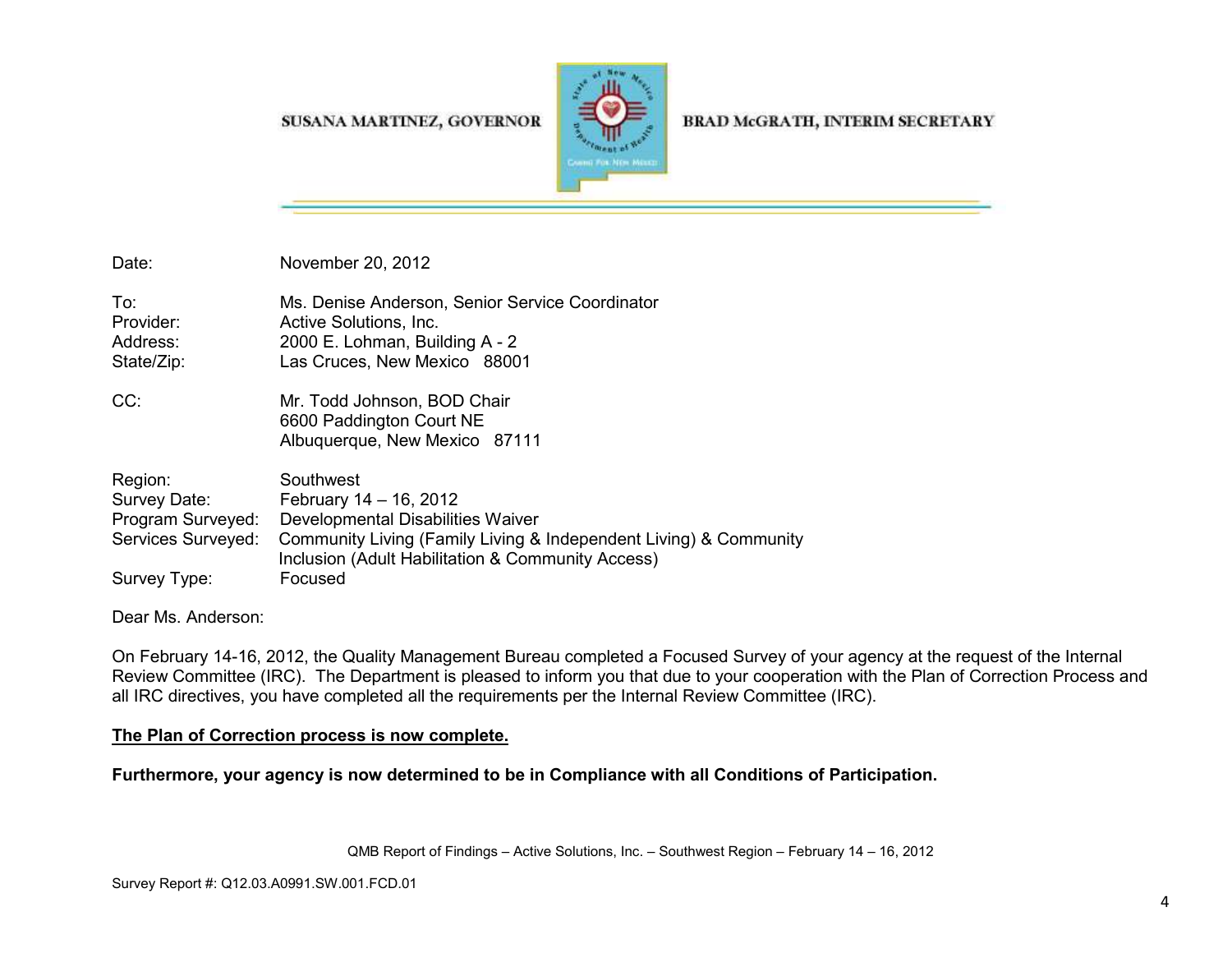SUSANA MARTINEZ, GOVERNOR

BRAD McGRATH, INTERIM SECRETARY

Date: November 20, 2012

To: Ms. Denise Anderson, Senior Service Coordinator
Provider: Active Solutions, Inc.
Address: 2000 E. Lohman, Building A - 2
State/Zip: Las Cruces, New Mexico 88001

CC: Mr. Todd Johnson, BOD Chair
6600 Paddington Court NE
Albuquerque, New Mexico 87111

Region: Southwest
Survey Date: February 14 – 16, 2012
Program Surveyed: Developmental Disabilities Waiver
Services Surveyed: Community Living (Family Living & Independent Living) & Community Inclusion (Adult Habilitation & Community Access)
Survey Type: Focused

Dear Ms. Anderson:

On February 14-16, 2012, the Quality Management Bureau completed a Focused Survey of your agency at the request of the Internal Review Committee (IRC). The Department is pleased to inform you that due to your cooperation with the Plan of Correction Process and all IRC directives, you have completed all the requirements per the Internal Review Committee (IRC).

**<u>The Plan of Correction process is now complete.</u>**

**Furthermore, your agency is now determined to be in Compliance with all Conditions of Participation.**

QMB Report of Findings – Active Solutions, Inc. – Southwest Region – February 14 – 16, 2012

Survey Report #: Q12.03.A0991.SW.001.FCD.01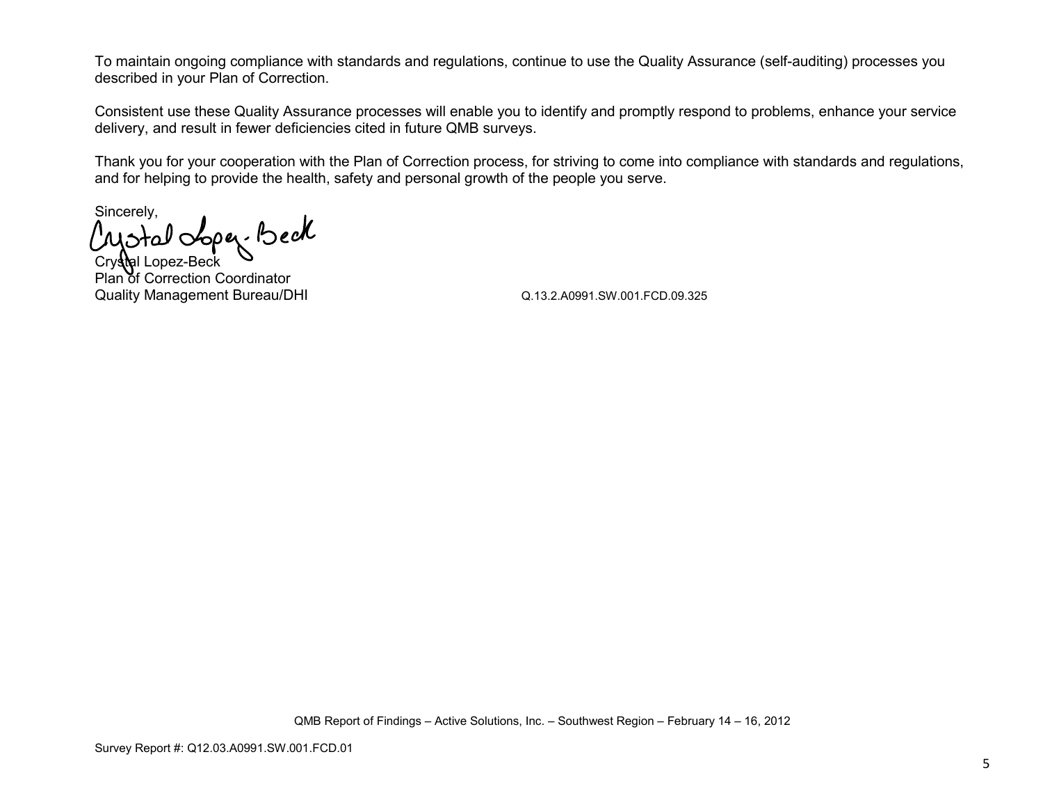To maintain ongoing compliance with standards and regulations, continue to use the Quality Assurance (self-auditing) processes you described in your Plan of Correction.

Consistent use these Quality Assurance processes will enable you to identify and promptly respond to problems, enhance your service delivery, and result in fewer deficiencies cited in future QMB surveys.

Thank you for your cooperation with the Plan of Correction process, for striving to come into compliance with standards and regulations, and for helping to provide the health, safety and personal growth of the people you serve.

Sincerely,

Crystal Lopez-Beck
Plan of Correction Coordinator
Quality Management Bureau/DHI

Q.13.2.A0991.SW.001.FCD.09.325

QMB Report of Findings – Active Solutions, Inc. – Southwest Region – February 14 – 16, 2012

Survey Report #: Q12.03.A0991.SW.001.FCD.01